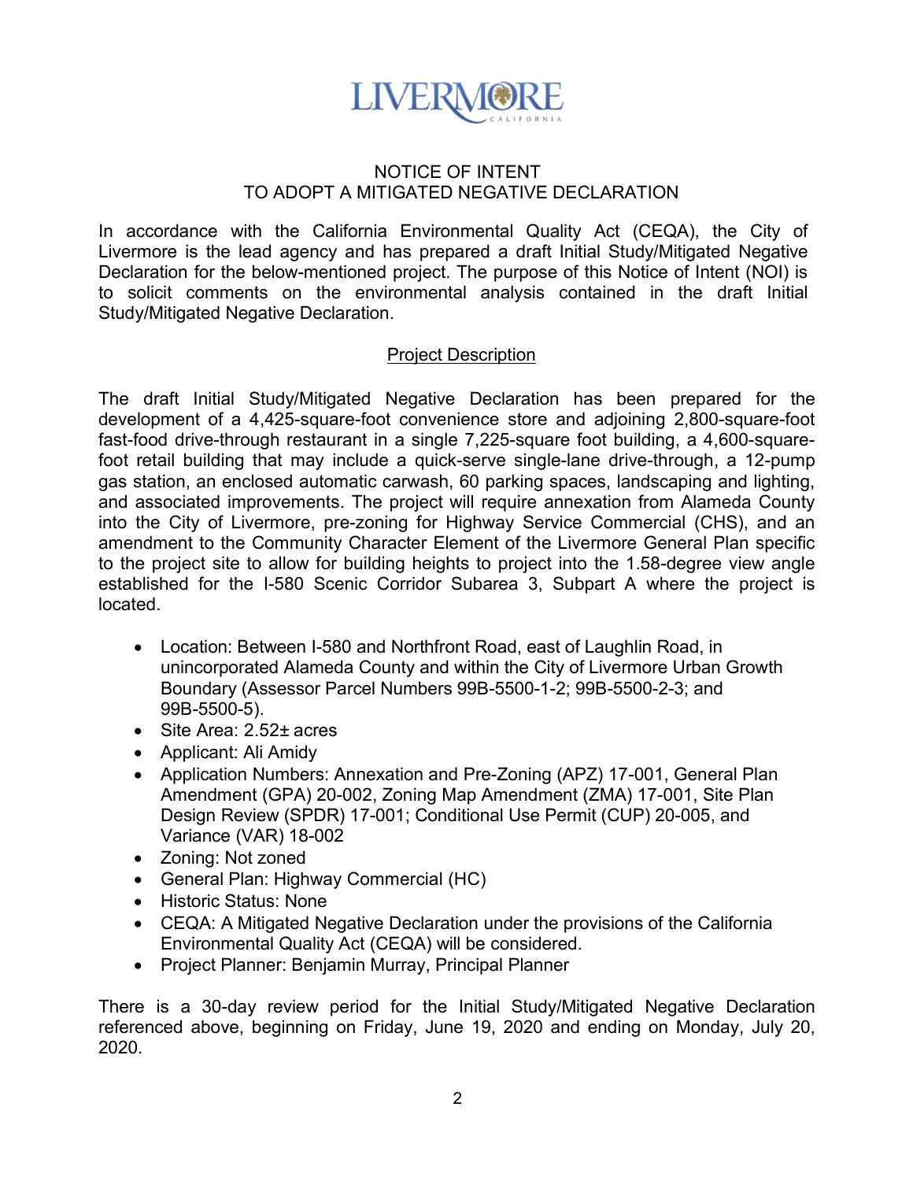LIVERMORE
CALIFORNIA

# NOTICE OF INTENT TO ADOPT A MITIGATED NEGATIVE DECLARATION

In accordance with the California Environmental Quality Act (CEQA), the City of Livermore is the lead agency and has prepared a draft Initial Study/Mitigated Negative Declaration for the below-mentioned project. The purpose of this Notice of Intent (NOI) is to solicit comments on the environmental analysis contained in the draft Initial Study/Mitigated Negative Declaration.

## Project Description

The draft Initial Study/Mitigated Negative Declaration has been prepared for the development of a 4,425-square-foot convenience store and adjoining 2,800-square-foot fast-food drive-through restaurant in a single 7,225-square foot building, a 4,600-square-foot retail building that may include a quick-serve single-lane drive-through, a 12-pump gas station, an enclosed automatic carwash, 60 parking spaces, landscaping and lighting, and associated improvements. The project will require annexation from Alameda County into the City of Livermore, pre-zoning for Highway Service Commercial (CHS), and an amendment to the Community Character Element of the Livermore General Plan specific to the project site to allow for building heights to project into the 1.58-degree view angle established for the I-580 Scenic Corridor Subarea 3, Subpart A where the project is located.

- Location: Between I-580 and Northfront Road, east of Laughlin Road, in unincorporated Alameda County and within the City of Livermore Urban Growth Boundary (Assessor Parcel Numbers 99B-5500-1-2; 99B-5500-2-3; and 99B-5500-5).
- Site Area: 2.52± acres
- Applicant: Ali Amidy
- Application Numbers: Annexation and Pre-Zoning (APZ) 17-001, General Plan Amendment (GPA) 20-002, Zoning Map Amendment (ZMA) 17-001, Site Plan Design Review (SPDR) 17-001; Conditional Use Permit (CUP) 20-005, and Variance (VAR) 18-002
- Zoning: Not zoned
- General Plan: Highway Commercial (HC)
- Historic Status: None
- CEQA: A Mitigated Negative Declaration under the provisions of the California Environmental Quality Act (CEQA) will be considered.
- Project Planner: Benjamin Murray, Principal Planner

There is a 30-day review period for the Initial Study/Mitigated Negative Declaration referenced above, beginning on Friday, June 19, 2020 and ending on Monday, July 20, 2020.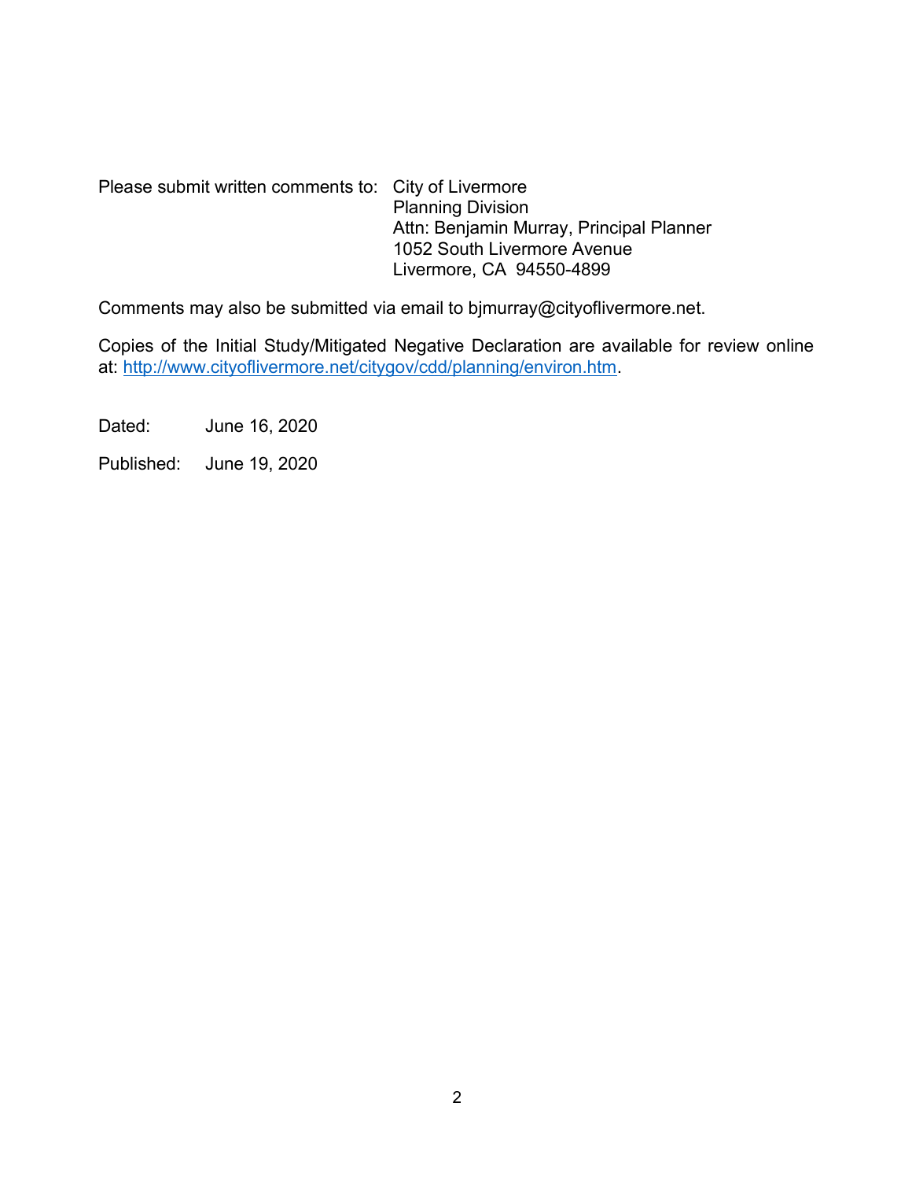Please submit written comments to: City of Livermore
Planning Division
Attn: Benjamin Murray, Principal Planner
1052 South Livermore Avenue
Livermore, CA 94550-4899

Comments may also be submitted via email to bjmurray@cityoflivermore.net.

Copies of the Initial Study/Mitigated Negative Declaration are available for review online at: http://www.cityoflivermore.net/citygov/cdd/planning/environ.htm.

Dated: June 16, 2020

Published: June 19, 2020